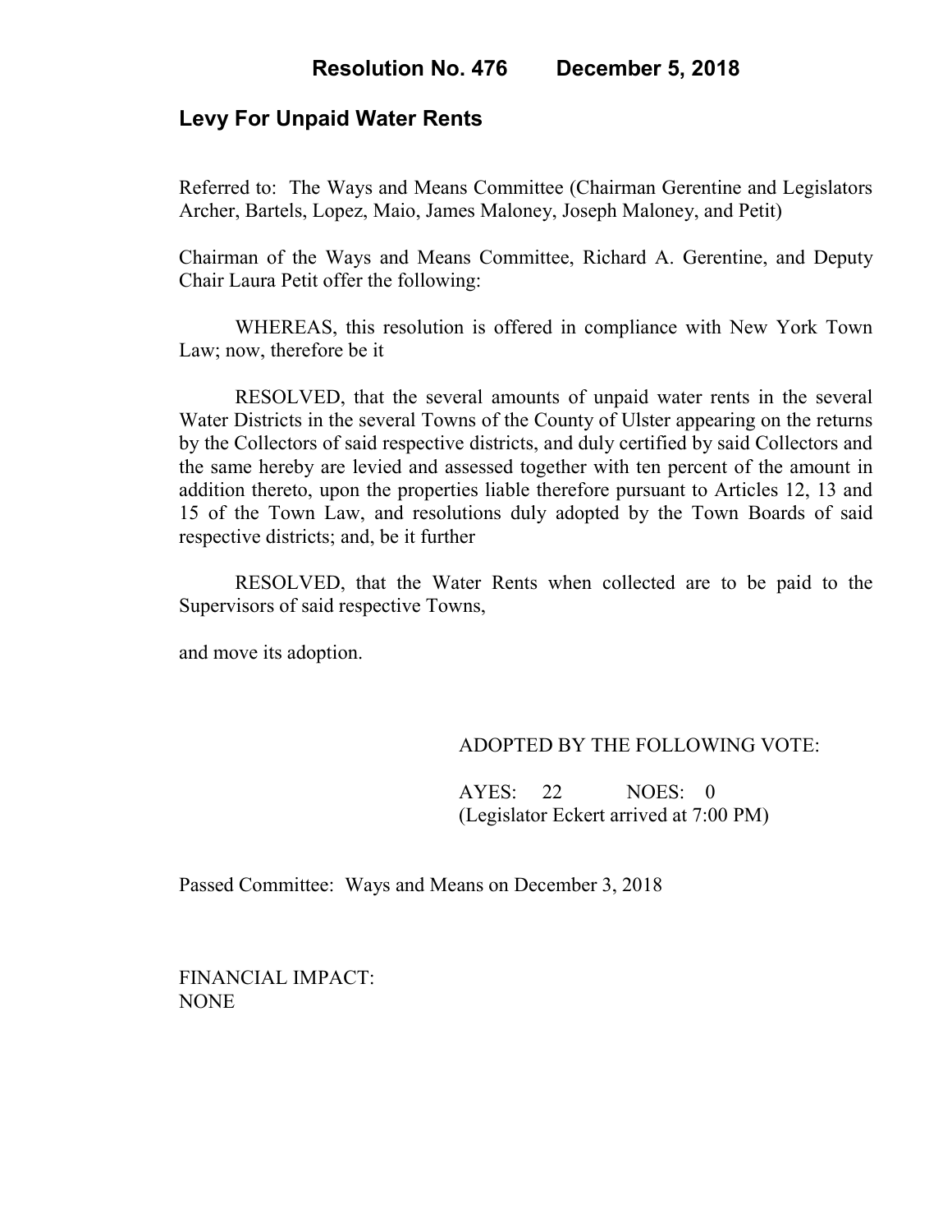# Resolution No. 476 December 5, 2018

## Levy For Unpaid Water Rents

Referred to: The Ways and Means Committee (Chairman Gerentine and Legislators Archer, Bartels, Lopez, Maio, James Maloney, Joseph Maloney, and Petit)

Chairman of the Ways and Means Committee, Richard A. Gerentine, and Deputy Chair Laura Petit offer the following:

WHEREAS, this resolution is offered in compliance with New York Town Law; now, therefore be it

RESOLVED, that the several amounts of unpaid water rents in the several Water Districts in the several Towns of the County of Ulster appearing on the returns by the Collectors of said respective districts, and duly certified by said Collectors and the same hereby are levied and assessed together with ten percent of the amount in addition thereto, upon the properties liable therefore pursuant to Articles 12, 13 and 15 of the Town Law, and resolutions duly adopted by the Town Boards of said respective districts; and, be it further

RESOLVED, that the Water Rents when collected are to be paid to the Supervisors of said respective Towns,

and move its adoption.

ADOPTED BY THE FOLLOWING VOTE:

AYES: 22 NOES: 0
(Legislator Eckert arrived at 7:00 PM)

Passed Committee: Ways and Means on December 3, 2018

FINANCIAL IMPACT:
NONE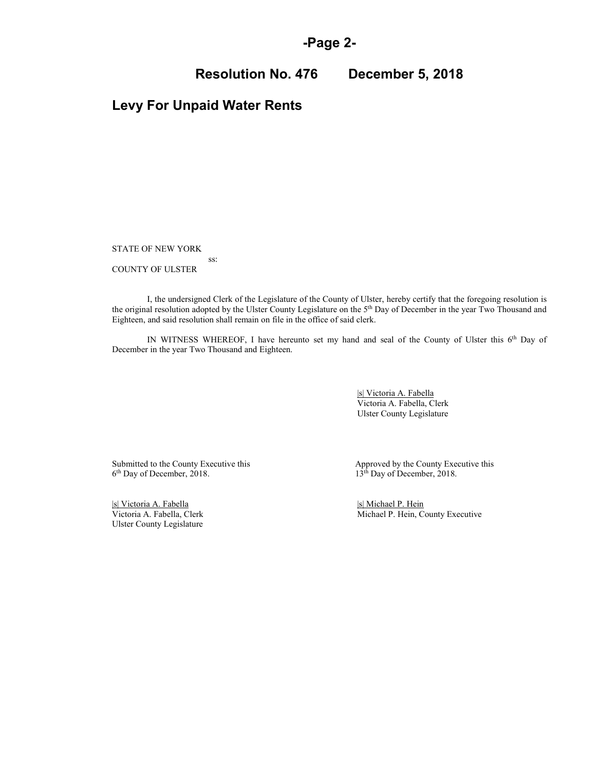## Resolution No. 476 December 5, 2018

## Levy For Unpaid Water Rents

STATE OF NEW YORK
ss:
COUNTY OF ULSTER

I, the undersigned Clerk of the Legislature of the County of Ulster, hereby certify that the foregoing resolution is the original resolution adopted by the Ulster County Legislature on the 5th Day of December in the year Two Thousand and Eighteen, and said resolution shall remain on file in the office of said clerk.

IN WITNESS WHEREOF, I have hereunto set my hand and seal of the County of Ulster this 6th Day of December in the year Two Thousand and Eighteen.

|s| Victoria A. Fabella
Victoria A. Fabella, Clerk
Ulster County Legislature

Submitted to the County Executive this
6th Day of December, 2018.

|s| Victoria A. Fabella
Victoria A. Fabella, Clerk
Ulster County Legislature

Approved by the County Executive this
13th Day of December, 2018.

|s| Michael P. Hein
Michael P. Hein, County Executive